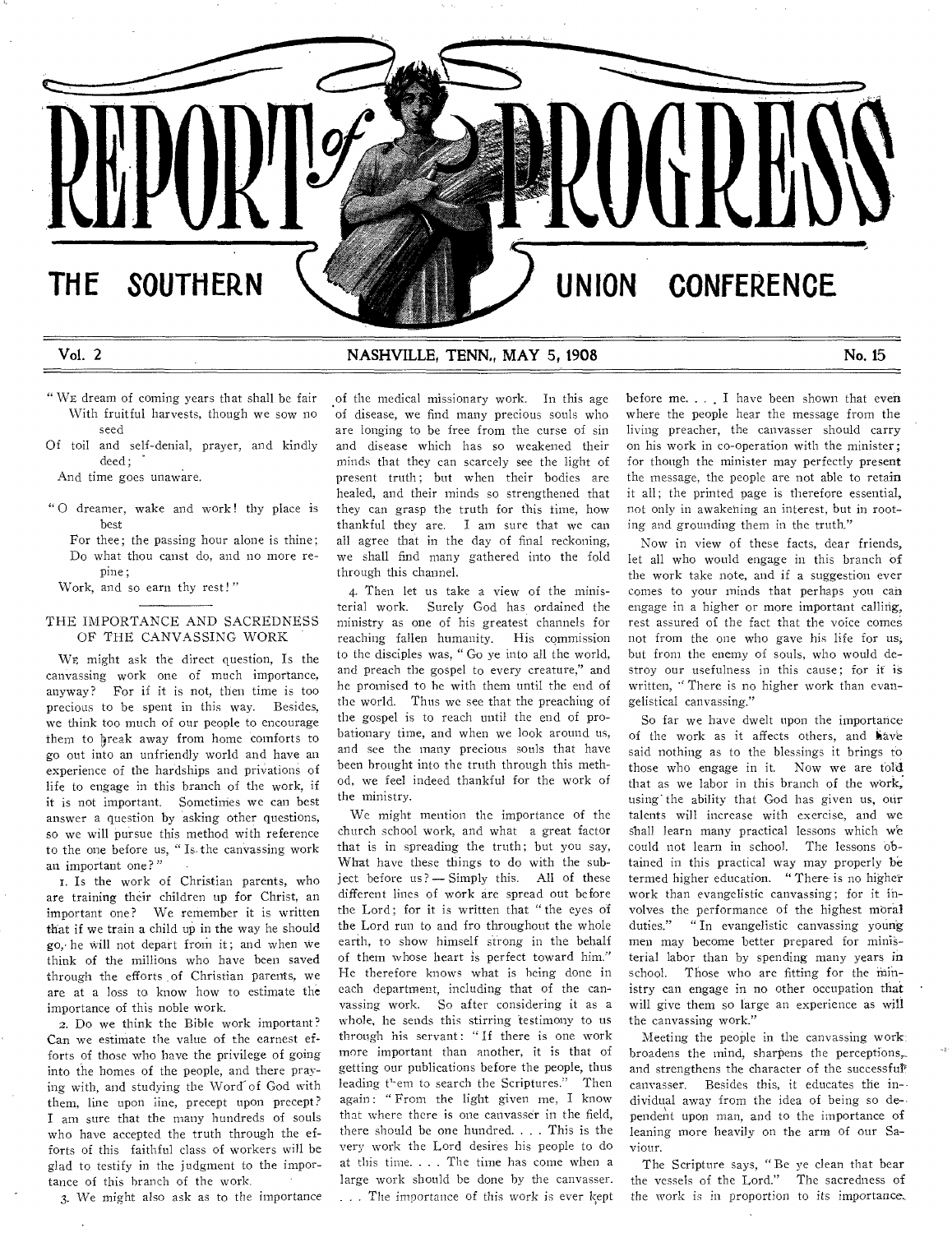# REPORT of PROGRESS

## THE SOUTHERN UNION CONFERENCE

Vol. 2 — NASHVILLE, TENN., MAY 5, 1908 — No. 15

"We dream of coming years that shall be fair
With fruitful harvests, though we sow no seed
Of toil and self-denial, prayer, and kindly deed;
And time goes unaware.

"O dreamer, wake and work! thy place is best
For thee; the passing hour alone is thine;
Do what thou canst do, and no more repine;
Work, and so earn thy rest!"

## THE IMPORTANCE AND SACREDNESS OF THE CANVASSING WORK

We might ask the direct question, Is the canvassing work one of much importance, anyway? For if it is not, then time is too precious to be spent in this way. Besides, we think too much of our people to encourage them to break away from home comforts to go out into an unfriendly world and have an experience of the hardships and privations of life to engage in this branch of the work, if it is not important. Sometimes we can best answer a question by asking other questions, so we will pursue this method with reference to the one before us, "Is the canvassing work an important one?"

1. Is the work of Christian parents, who are training their children up for Christ, an important one? We remember it is written that if we train a child up in the way he should go, he will not depart from it; and when we think of the millions who have been saved through the efforts of Christian parents, we are at a loss to know how to estimate the importance of this noble work.

2. Do we think the Bible work important? Can we estimate the value of the earnest efforts of those who have the privilege of going into the homes of the people, and there praying with, and studying the Word of God with them, line upon line, precept upon precept? I am sure that the many hundreds of souls who have accepted the truth through the efforts of this faithful class of workers will be glad to testify in the judgment to the importance of this branch of the work.

3. We might also ask as to the importance of the medical missionary work. In this age of disease, we find many precious souls who are longing to be free from the curse of sin and disease which has so weakened their minds that they can scarcely see the light of present truth; but when their bodies are healed, and their minds so strengthened that they can grasp the truth for this time, how thankful they are. I am sure that we can all agree that in the day of final reckoning, we shall find many gathered into the fold through this channel.

4. Then let us take a view of the ministerial work. Surely God has ordained the ministry as one of his greatest channels for reaching fallen humanity. His commission to the disciples was, "Go ye into all the world, and preach the gospel to every creature," and he promised to be with them until the end of the world. Thus we see that the preaching of the gospel is to reach until the end of probationary time, and when we look around us, and see the many precious souls that have been brought into the truth through this method, we feel indeed thankful for the work of the ministry.

We might mention the importance of the church school work, and what a great factor that is in spreading the truth; but you say, What have these things to do with the subject before us? — Simply this. All of these different lines of work are spread out before the Lord; for it is written that "the eyes of the Lord run to and fro throughout the whole earth, to show himself strong in the behalf of them whose heart is perfect toward him." He therefore knows what is being done in each department, including that of the canvassing work. So after considering it as a whole, he sends this stirring testimony to us through his servant: "If there is one work more important than another, it is that of getting our publications before the people, thus leading them to search the Scriptures." Then again: "From the light given me, I know that where there is one canvasser in the field, there should be one hundred. . . . This is the very work the Lord desires his people to do at this time. . . . The time has come when a large work should be done by the canvasser. . . . The importance of this work is ever kept before me. . . . I have been shown that even where the people hear the message from the living preacher, the canvasser should carry on his work in co-operation with the minister; for though the minister may perfectly present the message, the people are not able to retain it all; the printed page is therefore essential, not only in awakening an interest, but in rooting and grounding them in the truth."

Now in view of these facts, dear friends, let all who would engage in this branch of the work take note, and if a suggestion ever comes to your minds that perhaps you can engage in a higher or more important calling, rest assured of the fact that the voice comes not from the one who gave his life for us, but from the enemy of souls, who would destroy our usefulness in this cause; for it is written, "There is no higher work than evangelistic canvassing."

So far we have dwelt upon the importance of the work as it affects others, and have said nothing as to the blessings it brings to those who engage in it. Now we are told that as we labor in this branch of the work, using the ability that God has given us, our talents will increase with exercise, and we shall learn many practical lessons which we could not learn in school. The lessons obtained in this practical way may properly be termed higher education. "There is no higher work than evangelistic canvassing; for it involves the performance of the highest moral duties." "In evangelistic canvassing young men may become better prepared for ministerial labor than by spending many years in school. Those who are fitting for the ministry can engage in no other occupation that will give them so large an experience as will the canvassing work."

Meeting the people in the canvassing work broadens the mind, sharpens the perceptions, and strengthens the character of the successful canvasser. Besides this, it educates the individual away from the idea of being so dependent upon man, and to the importance of leaning more heavily on the arm of our Saviour.

The Scripture says, "Be ye clean that bear the vessels of the Lord." The sacredness of the work is in proportion to its importance.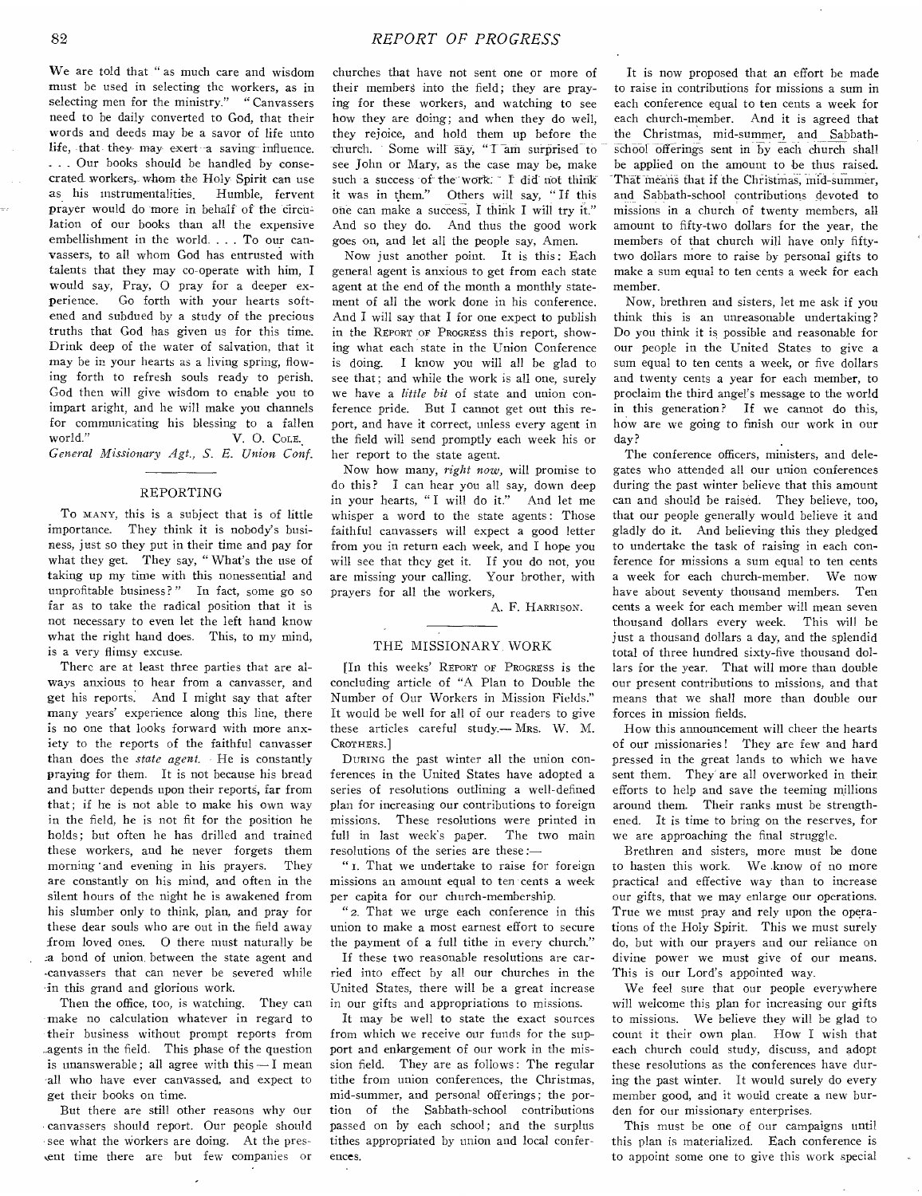We are told that "as much care and wisdom must be used in selecting the workers, as in selecting men for the ministry." "Canvassers need to be daily converted to God, that their words and deeds may be a savor of life unto life, that they may exert a saving influence. . . . Our books should be handled by consecrated workers, whom the Holy Spirit can use as his instrumentalities. Humble, fervent prayer would do more in behalf of the circulation of our books than all the expensive embellishment in the world. . . . To our canvassers, to all whom God has entrusted with talents that they may co-operate with him, I would say, Pray, O pray for a deeper experience. Go forth with your hearts softened and subdued by a study of the precious truths that God has given us for this time. Drink deep of the water of salvation, that it may be in your hearts as a living spring, flowing forth to refresh souls ready to perish. God then will give wisdom to enable you to impart aright, and he will make you channels for communicating his blessing to a fallen world."

V. O. Cole.

*General Missionary Agt., S. E. Union Conf.*

## REPORTING

To many, this is a subject that is of little importance. They think it is nobody's business, just so they put in their time and pay for what they get. They say, "What's the use of taking up my time with this nonessential and unprofitable business?" In fact, some go so far as to take the radical position that it is not necessary to even let the left hand know what the right hand does. This, to my mind, is a very flimsy excuse.

There are at least three parties that are always anxious to hear from a canvasser, and get his reports. And I might say that after many years' experience along this line, there is no one that looks forward with more anxiety to the reports of the faithful canvasser than does the *state agent.* He is constantly praying for them. It is not because his bread and butter depends upon their reports, far from that; if he is not able to make his own way in the field, he is not fit for the position he holds; but often he has drilled and trained these workers, and he never forgets them morning and evening in his prayers. They are constantly on his mind, and often in the silent hours of the night he is awakened from his slumber only to think, plan, and pray for these dear souls who are out in the field away from loved ones. O there must naturally be a bond of union between the state agent and canvassers that can never be severed while in this grand and glorious work.

Then the office, too, is watching. They can make no calculation whatever in regard to their business without prompt reports from agents in the field. This phase of the question is unanswerable; all agree with this — I mean all who have ever canvassed, and expect to get their books on time.

But there are still other reasons why our canvassers should report. Our people should see what the workers are doing. At the present time there are but few companies or churches that have not sent one or more of their members into the field; they are praying for these workers, and watching to see how they are doing; and when they do well, they rejoice, and hold them up before the church. Some will say, "I am surprised to see John or Mary, as the case may be, make such a success of the work. I did not think it was in them." Others will say, "If this one can make a success, I think I will try it." And so they do. And thus the good work goes on, and let all the people say, Amen.

Now just another point. It is this: Each general agent is anxious to get from each state agent at the end of the month a monthly statement of all the work done in his conference. And I will say that I for one expect to publish in the Report of Progress this report, showing what each state in the Union Conference is doing. I know you will all be glad to see that; and while the work is all one, surely we have a *little bit* of state and union conference pride. But I cannot get out this report, and have it correct, unless every agent in the field will send promptly each week his or her report to the state agent.

Now how many, *right now,* will promise to do this? I can hear you all say, down deep in your hearts, "I will do it." And let me whisper a word to the state agents: Those faithful canvassers will expect a good letter from you in return each week, and I hope you will see that they get it. If you do not, you are missing your calling. Your brother, with prayers for all the workers,

A. F. Harrison.

## THE MISSIONARY WORK

[In this weeks' Report of Progress is the concluding article of "A Plan to Double the Number of Our Workers in Mission Fields." It would be well for all of our readers to give these articles careful study.— Mrs. W. M. Crothers.]

During the past winter all the union conferences in the United States have adopted a series of resolutions outlining a well-defined plan for increasing our contributions to foreign missions. These resolutions were printed in full in last week's paper. The two main resolutions of the series are these:—

"1. That we undertake to raise for foreign missions an amount equal to ten cents a week per capita for our church-membership.

"2. That we urge each conference in this union to make a most earnest effort to secure the payment of a full tithe in every church."

If these two reasonable resolutions are carried into effect by all our churches in the United States, there will be a great increase in our gifts and appropriations to missions.

It may be well to state the exact sources from which we receive our funds for the support and enlargement of our work in the mission field. They are as follows: The regular tithe from union conferences, the Christmas, mid-summer, and personal offerings; the portion of the Sabbath-school contributions passed on by each school; and the surplus tithes appropriated by union and local conferences.

It is now proposed that an effort be made to raise in contributions for missions a sum in each conference equal to ten cents a week for each church-member. And it is agreed that the Christmas, mid-summer, and Sabbath-school offerings sent in by each church shall be applied on the amount to be thus raised. That means that if the Christmas, mid-summer, and Sabbath-school contributions devoted to missions in a church of twenty members, all amount to fifty-two dollars for the year, the members of that church will have only fifty-two dollars more to raise by personal gifts to make a sum equal to ten cents a week for each member.

Now, brethren and sisters, let me ask if you think this is an unreasonable undertaking? Do you think it is possible and reasonable for our people in the United States to give a sum equal to ten cents a week, or five dollars and twenty cents a year for each member, to proclaim the third angel's message to the world in this generation? If we cannot do this, how are we going to finish our work in our day?

The conference officers, ministers, and delegates who attended all our union conferences during the past winter believe that this amount can and should be raised. They believe, too, that our people generally would believe it and gladly do it. And believing this they pledged to undertake the task of raising in each conference for missions a sum equal to ten cents a week for each church-member. We now have about seventy thousand members. Ten cents a week for each member will mean seven thousand dollars every week. This will be just a thousand dollars a day, and the splendid total of three hundred sixty-five thousand dollars for the year. That will more than double our present contributions to missions, and that means that we shall more than double our forces in mission fields.

How this announcement will cheer the hearts of our missionaries! They are few and hard pressed in the great lands to which we have sent them. They are all overworked in their efforts to help and save the teeming millions around them. Their ranks must be strengthened. It is time to bring on the reserves, for we are approaching the final struggle.

Brethren and sisters, more must be done to hasten this work. We know of no more practical and effective way than to increase our gifts, that we may enlarge our operations. True we must pray and rely upon the operations of the Holy Spirit. This we must surely do, but with our prayers and our reliance on divine power we must give of our means. This is our Lord's appointed way.

We feel sure that our people everywhere will welcome this plan for increasing our gifts to missions. We believe they will be glad to count it their own plan. How I wish that each church could study, discuss, and adopt these resolutions as the conferences have during the past winter. It would surely do every member good, and it would create a new burden for our missionary enterprises.

This must be one of our campaigns until this plan is materialized. Each conference is to appoint some one to give this work special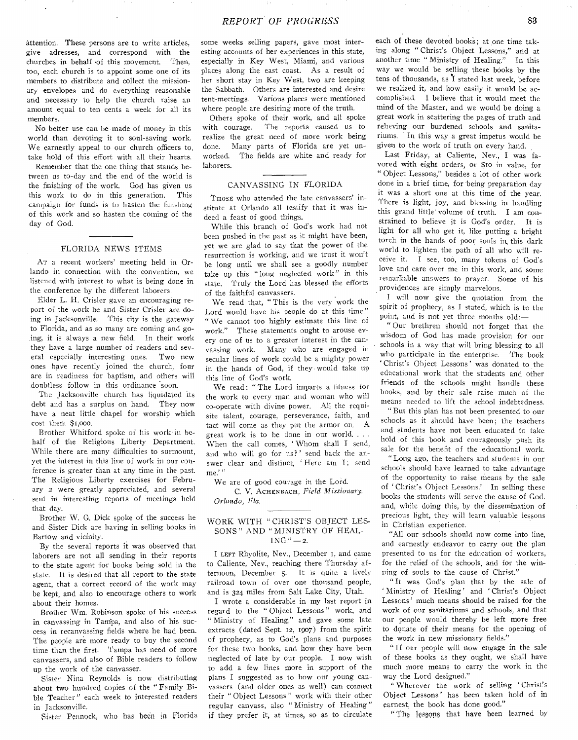attention. These persons are to write articles, give adresses, and correspond with the churches in behalf of this movement. Then, too, each church is to appoint some one of its members to distribute and collect the missionary envelopes and do everything reasonable and necessary to help the church raise an amount equal to ten cents a week for all its members.

No better use can be made of money in this world than devoting it to soul-saving work. We earnestly appeal to our church officers to take hold of this effort with all their hearts.

Remember that the one thing that stands between us to-day and the end of the world is the finishing of the work. God has given us this work to do in this generation. This campaign for funds is to hasten the finishing of this work and so hasten the coming of the day of God.

## FLORIDA NEWS ITEMS

At a recent workers' meeting held in Orlando in connection with the convention, we listened with interest to what is being done in the conference by the different laborers.

Elder L. H. Crisler gave an encouraging report of the work he and Sister Crisler are doing in Jacksonville. This city is the gateway to Florida, and as so many are coming and going, it is always a new field. In their work they have a large number of readers and several especially interesting ones. Two new ones have recently joined the church, four are in readiness for baptism, and others will doubtless follow in this ordinance soon.

The Jacksonville church has liquidated its debt and has a surplus on hand. They now have a neat little chapel for worship which cost them $1,000.

Brother Whitford spoke of his work in behalf of the Religious Liberty Department. While there are many difficulties to surmount, yet the interest in this line of work in our conference is greater than at any time in the past. The Religious Liberty exercises for February 2 were greatly appreciated, and several sent in interesting reports of meetings held that day.

Brother W. G. Dick spoke of the success he and Sister Dick are having in selling books in Bartow and vicinity.

By the several reports it was observed that laborers are not all sending in their reports to the state agent for books being sold in the state. It is desired that all report to the state agent, that a correct record of the work may be kept, and also to encourage others to work about their homes.

Brother Wm. Robinson spoke of his success in canvassing in Tampa, and also of his success in recanvassing fields where he had been. The people are more ready to buy the second time than the first. Tampa has need of more canvassers, and also of Bible readers to follow up the work of the canvasser.

Sister Nina Reynolds is now distributing about two hundred copies of the "Family Bible Teacher" each week to interested readers in Jacksonville.

Sister Pennock, who has been in Florida some weeks selling papers, gave most interesting accounts of her experiences in this state, especially in Key West, Miami, and various places along the east coast. As a result of her short stay in Key West, two are keeping the Sabbath. Others are interested and desire tent-meetings. Various places were mentioned where people are desiring more of the truth.

Others spoke of their work, and all spoke with courage. The reports caused us to realize the great need of more work being done. Many parts of Florida are yet unworked. The fields are white and ready for laborers.

## CANVASSING IN FLORIDA

Those who attended the late canvassers' institute at Orlando all testify that it was indeed a feast of good things.

While this branch of God's work had not been pushed in the past as it might have been, yet we are glad to say that the power of the resurrection is working, and we trust it won't be long until we shall see a goodly number take up this "long neglected work" in this state. Truly the Lord has blessed the efforts of the faithful canvassers.

We read that, "This is the very work the Lord would have his people do at this time." "We cannot too highly estimate this line of work." These statements ought to arouse every one of us to a greater interest in the canvassing work. Many who are engaged in secular lines of work could be a mighty power in the hands of God, if they would take up this line of God's work.

We read: "The Lord imparts a fitness for the work to every man and woman who will co-operate with divine power. All the requisite talent, courage, perseverance, faith, and tact will come as they put the armor on. A great work is to be done in our world. . . . When the call comes, 'Whom shall I send, and who will go for us?' send back the answer clear and distinct, 'Here am I; send me.'"

We are of good courage in the Lord.

C. V. Achenbach, *Field Missionary.*
*Orlando, Fla.*

## WORK WITH "CHRIST'S OBJECT LESSONS" AND "MINISTRY OF HEALING." — 2.

I left Rhyolite, Nev., December 1, and came to Caliente, Nev., reaching there Thursday afternoon, December 5. It is quite a lively railroad town of over one thousand people, and is 324 miles from Salt Lake City, Utah.

I wrote a considerable in my last report in regard to the "Object Lessons" work, and "Ministry of Healing," and gave some late extracts (dated Sept. 12, 1907) from the spirit of prophecy, as to God's plans and purposes for these two books, and how they have been neglected of late by our people. I now wish to add a few lines more in support of the plans I suggested as to how our young canvassers (and older ones as well) can connect their "Object Lessons" work with their other regular canvass, also "Ministry of Healing" if they prefer it, at times, so as to circulate each of these devoted books; at one time taking along "Christ's Object Lessons," and at another time "Ministry of Healing." In this way we would be selling these books by the tens of thousands, as I stated last week, before we realized it, and how easily it would be accomplished. I believe that it would meet the mind of the Master, and we would be doing a great work in scattering the pages of truth and relieving our burdened schools and sanitariums. In this way a great impetus would be given to the work of truth on every hand.

Last Friday, at Caliente, Nev., I was favored with eight orders, or $10 in value, for "Object Lessons," besides a lot of other work done in a brief time, for being preparation day it was a short one at this time of the year. There is light, joy, and blessing in handling this grand little volume of truth. I am constrained to believe it is God's order. It is light for all who get it, like putting a bright torch in the hands of poor souls in this dark world to lighten the path of all who will receive it. I see, too, many tokens of God's love and care over me in this work, and some remarkable answers to prayer. Some of his providences are simply marvelous.

I will now give the quotation from the spirit of prophecy, as I stated, which is to the point, and is not yet three months old:—

"Our brethren should not forget that the wisdom of God has made provision for our schools in a way that will bring blessing to all who participate in the enterprise. The book 'Christ's Object Lessons' was donated to the educational work that the students and other friends of the schools might handle these books, and by their sale raise much of the means needed to lift the school indebtedness.

"But this plan has not been presented to our schools as it should have been; the teachers and students have not been educated to take hold of this book and courageously push its sale for the benefit of the educational work.

"Long ago, the teachers and students in our schools should have learned to take advantage of the opportunity to raise means by the sale of 'Christ's Object Lessons.' In selling these books the students will serve the cause of God, and, while doing this, by the dissemination of precious light, they will learn valuable lessons in Christian experience.

"All our schools should now come into line, and earnestly endeavor to carry out the plan presented to us for the education of workers, for the relief of the schools, and for the winning of souls to the cause of Christ."

"It was God's plan that by the sale of 'Ministry of Healing' and 'Christ's Object Lessons' much means should be raised for the work of our sanitariums and schools, and that our people would thereby be left more free to donate of their means for the opening of the work in new missionary fields."

"If our people will now engage in the sale of these books as they ought, we shall have much more means to carry the work in the way the Lord designed."

"Wherever the work of selling 'Christ's Object Lessons' has been taken hold of in earnest, the book has done good."

"The lessons that have been learned by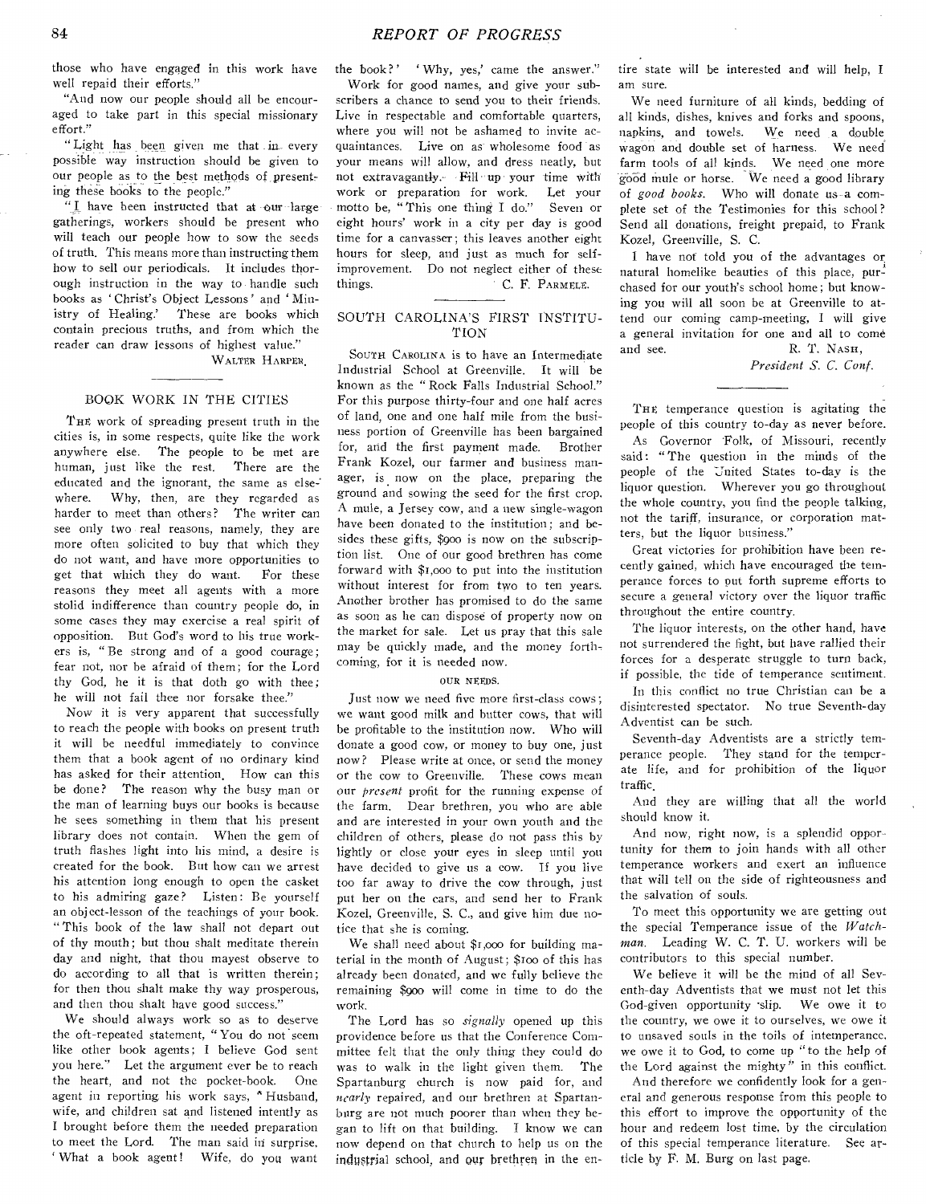those who have engaged in this work have well repaid their efforts."

"And now our people should all be encouraged to take part in this special missionary effort."

"Light has been given me that in every possible way instruction should be given to our people as to the best methods of presenting these books to the people."

"I have been instructed that at our large gatherings, workers should be present who will teach our people how to sow the seeds of truth. This means more than instructing them how to sell our periodicals. It includes thorough instruction in the way to handle such books as 'Christ's Object Lessons' and 'Ministry of Healing.' These are books which contain precious truths, and from which the reader can draw lessons of highest value."

WALTER HARPER.

## BOOK WORK IN THE CITIES

THE work of spreading present truth in the cities is, in some respects, quite like the work anywhere else. The people to be met are human, just like the rest. There are the educated and the ignorant, the same as elsewhere. Why, then, are they regarded as harder to meet than others? The writer can see only two real reasons, namely, they are more often solicited to buy that which they do not want, and have more opportunities to get that which they do want. For these reasons they meet all agents with a more stolid indifference than country people do, in some cases they may exercise a real spirit of opposition. But God's word to his true workers is, "Be strong and of a good courage; fear not, nor be afraid of them; for the Lord thy God, he it is that doth go with thee; he will not fail thee nor forsake thee."

Now it is very apparent that successfully to reach the people with books on present truth it will be needful immediately to convince them that a book agent of no ordinary kind has asked for their attention. How can this be done? The reason why the busy man or the man of learning buys our books is because he sees something in them that his present library does not contain. When the gem of truth flashes light into his mind, a desire is created for the book. But how can we arrest his attention long enough to open the casket to his admiring gaze? Listen: Be yourself an object-lesson of the teachings of your book. "This book of the law shall not depart out of thy mouth; but thou shalt meditate therein day and night, that thou mayest observe to do according to all that is written therein; for then thou shalt make thy way prosperous, and then thou shalt have good success."

We should always work so as to deserve the oft-repeated statement, "You do not seem like other book agents; I believe God sent you here." Let the argument ever be to reach the heart, and not the pocket-book. One agent in reporting his work says, "Husband, wife, and children sat and listened intently as I brought before them the needed preparation to meet the Lord. The man said in surprise, 'What a book agent! Wife, do you want the book?' 'Why, yes,' came the answer."

Work for good names, and give your subscribers a chance to send you to their friends. Live in respectable and comfortable quarters, where you will not be ashamed to invite acquaintances. Live on as wholesome food as your means will allow, and dress neatly, but not extravagantly. Fill up your time with work or preparation for work. Let your motto be, "This one thing I do." Seven or eight hours' work in a city per day is good time for a canvasser; this leaves another eight hours for sleep, and just as much for self-improvement. Do not neglect either of these things.

C. F. PARMELE.

## SOUTH CAROLINA'S FIRST INSTITUTION

SOUTH CAROLINA is to have an Intermediate Industrial School at Greenville. It will be known as the "Rock Falls Industrial School." For this purpose thirty-four and one half acres of land, one and one half mile from the business portion of Greenville has been bargained for, and the first payment made. Brother Frank Kozel, our farmer and business manager, is now on the place, preparing the ground and sowing the seed for the first crop. A mule, a Jersey cow, and a new single-wagon have been donated to the institution; and besides these gifts, $900 is now on the subscription list. One of our good brethren has come forward with $1,000 to put into the institution without interest for from two to ten years. Another brother has promised to do the same as soon as he can dispose of property now on the market for sale. Let us pray that this sale may be quickly made, and the money forthcoming, for it is needed now.

### OUR NEEDS.

Just now we need five more first-class cows; we want good milk and butter cows, that will be profitable to the institution now. Who will donate a good cow, or money to buy one, just now? Please write at once, or send the money or the cow to Greenville. These cows mean our *present* profit for the running expense of the farm. Dear brethren, you who are able and are interested in your own youth and the children of others, please do not pass this by lightly or close your eyes in sleep until you have decided to give us a cow. If you live too far away to drive the cow through, just put her on the cars, and send her to Frank Kozel, Greenville, S. C., and give him due notice that she is coming.

We shall need about $1,000 for building material in the month of August; $100 of this has already been donated, and we fully believe the remaining $900 will come in time to do the work.

The Lord has so *signally* opened up this providence before us that the Conference Committee felt that the only thing they could do was to walk in the light given them. The Spartanburg church is now paid for, and *nearly* repaired, and our brethren at Spartanburg are not much poorer than when they began to lift on that building. I know we can now depend on that church to help us on the industrial school, and our brethren in the entire state will be interested and will help, I am sure.

We need furniture of all kinds, bedding of all kinds, dishes, knives and forks and spoons, napkins, and towels. We need a double wagon and double set of harness. We need farm tools of all kinds. We need one more good mule or horse. We need a good library of *good books.* Who will donate us a complete set of the Testimonies for this school? Send all donations, freight prepaid, to Frank Kozel, Greenville, S. C.

I have not told you of the advantages or natural homelike beauties of this place, purchased for our youth's school home; but knowing you will all soon be at Greenville to attend our coming camp-meeting, I will give a general invitation for one and all to come and see.

R. T. NASH,
*President S. C. Conf.*

---

THE temperance question is agitating the people of this country to-day as never before.

As Governor Folk, of Missouri, recently said: "The question in the minds of the people of the United States to-day is the liquor question. Wherever you go throughout the whole country, you find the people talking, not the tariff, insurance, or corporation matters, but the liquor business."

Great victories for prohibition have been recently gained, which have encouraged the temperance forces to put forth supreme efforts to secure a general victory over the liquor traffic throughout the entire country.

The liquor interests, on the other hand, have not surrendered the fight, but have rallied their forces for a desperate struggle to turn back, if possible, the tide of temperance sentiment.

In this conflict no true Christian can be a disinterested spectator. No true Seventh-day Adventist can be such.

Seventh-day Adventists are a strictly temperance people. They stand for the temperate life, and for prohibition of the liquor traffic.

And they are willing that all the world should know it.

And now, right now, is a splendid opportunity for them to join hands with all other temperance workers and exert an influence that will tell on the side of righteousness and the salvation of souls.

To meet this opportunity we are getting out the special Temperance issue of the *Watchman.* Leading W. C. T. U. workers will be contributors to this special number.

We believe it will be the mind of all Seventh-day Adventists that we must not let this God-given opportunity slip. We owe it to the country, we owe it to ourselves, we owe it to unsaved souls in the toils of intemperance, we owe it to God, to come up "to the help of the Lord against the mighty" in this conflict.

And therefore we confidently look for a general and generous response from this people to this effort to improve the opportunity of the hour and redeem lost time, by the circulation of this special temperance literature. See article by F. M. Burg on last page.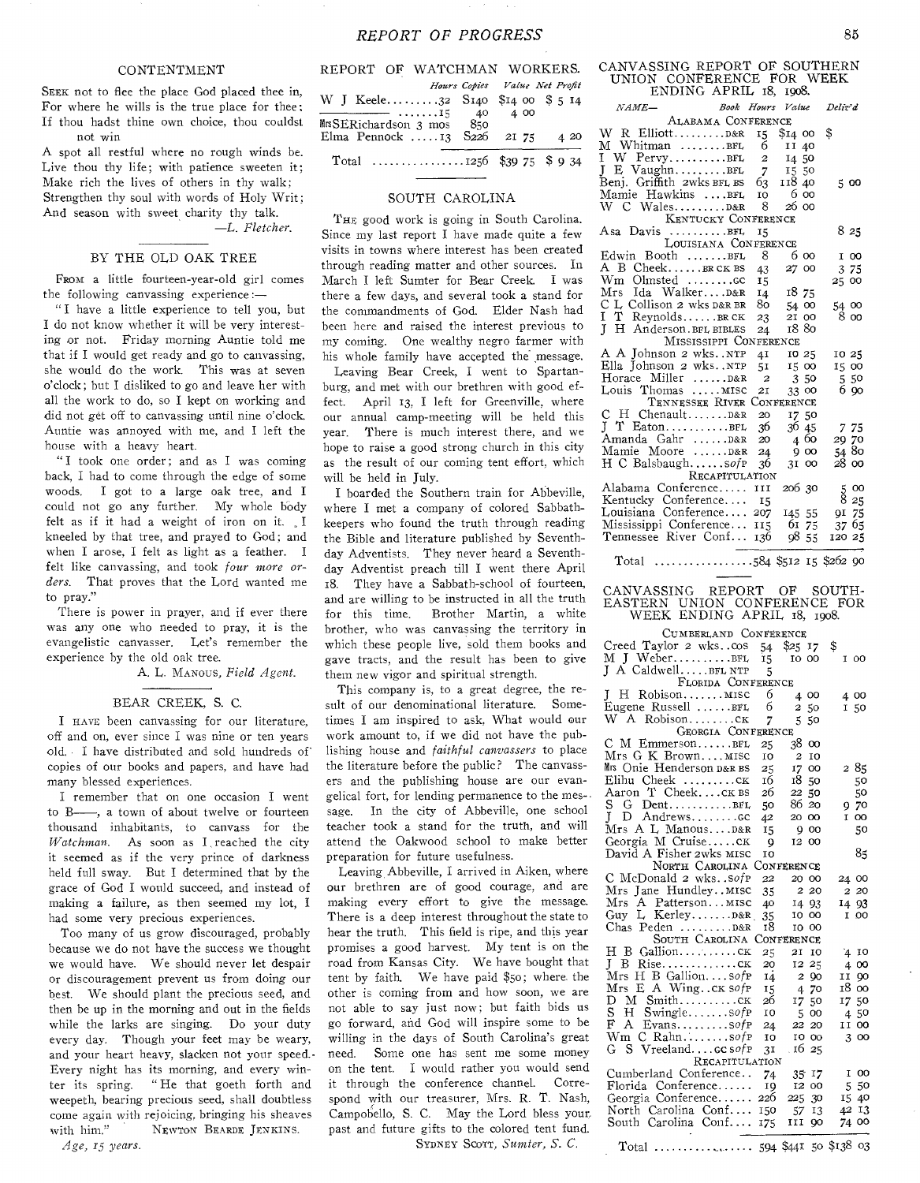## CONTENTMENT

SEEK not to flee the place God placed thee in,
For where he wills is the true place for thee;
If thou hadst thine own choice, thou couldst not win
A spot all restful where no rough winds be.
Live thou thy life; with patience sweeten it;
Make rich the lives of others in thy walk;
Strengthen thy soul with words of Holy Writ;
And season with sweet charity thy talk.

—*L. Fletcher.*

## BY THE OLD OAK TREE

FROM a little fourteen-year-old girl comes the following canvassing experience:—

"I have a little experience to tell you, but I do not know whether it will be very interesting or not. Friday morning Auntie told me that if I would get ready and go to canvassing, she would do the work. This was at seven o'clock; but I disliked to go and leave her with all the work to do, so I kept on working and did not get off to canvassing until nine o'clock. Auntie was annoyed with me, and I left the house with a heavy heart.

"I took one order; and as I was coming back, I had to come through the edge of some woods. I got to a large oak tree, and I could not go any further. My whole body felt as if it had a weight of iron on it. I kneeled by that tree, and prayed to God; and when I arose, I felt as light as a feather. I felt like canvassing, and took *four more orders*. That proves that the Lord wanted me to pray."

There is power in prayer, and if ever there was any one who needed to pray, it is the evangelistic canvasser. Let's remember the experience by the old oak tree.

A. L. MANOUS, *Field Agent.*

## BEAR CREEK, S. C.

I HAVE been canvassing for our literature, off and on, ever since I was nine or ten years old. I have distributed and sold hundreds of copies of our books and papers, and have had many blessed experiences.

I remember that on one occasion I went to B——, a town of about twelve or fourteen thousand inhabitants, to canvass for the *Watchman*. As soon as I reached the city it seemed as if the very prince of darkness held full sway. But I determined that by the grace of God I would succeed, and instead of making a failure, as then seemed my lot, I had some very precious experiences.

Too many of us grow discouraged, probably because we do not have the success we thought we would have. We should never let despair or discouragement prevent us from doing our best. We should plant the precious seed, and then be up in the morning and out in the fields while the larks are singing. Do your duty every day. Though your feet may be weary, and your heart heavy, slacken not your speed. Every night has its morning, and every winter its spring. "He that goeth forth and weepeth, bearing precious seed, shall doubtless come again with rejoicing, bringing his sheaves with him."

NEWTON BEARDE JENKINS.

*Age, 15 years.*

## REPORT OF WATCHMAN WORKERS.

| | Hours | Copies | Value | Net Profit |
|---|---|---|---|---|
| W J Keele | 32 | S140 | $14 00 | $5 14 |
| | 15 | 40 | 4 00 | |
| Mrs S E Richardson 3 mos | | 850 | | |
| Elma Pennock | 13 | S226 | 21 75 | 4 20 |
| Total | | 1256 | $39 75 | $9 34 |

## SOUTH CAROLINA

THE good work is going in South Carolina. Since my last report I have made quite a few visits in towns where interest has been created through reading matter and other sources. In March I left Sumter for Bear Creek. I was there a few days, and several took a stand for the commandments of God. Elder Nash had been here and raised the interest previous to my coming. One wealthy negro farmer with his whole family have accepted the message.

Leaving Bear Creek, I went to Spartanburg, and met with our brethren with good effect. April 13, I left for Greenville, where our annual camp-meeting will be held this year. There is much interest there, and we hope to raise a good strong church in this city as the result of our coming tent effort, which will be held in July.

I boarded the Southern train for Abbeville, where I met a company of colored Sabbath-keepers who found the truth through reading the Bible and literature published by Seventh-day Adventists. They never heard a Seventh-day Adventist preach till I went there April 18. They have a Sabbath-school of fourteen, and are willing to be instructed in all the truth for this time. Brother Martin, a white brother, who was canvassing the territory in which these people live, sold them books and gave tracts, and the result has been to give them new vigor and spiritual strength.

This company is, to a great degree, the result of our denominational literature. Sometimes I am inspired to ask, What would our work amount to, if we did not have the publishing house and *faithful canvassers* to place the literature before the public? The canvassers and the publishing house are our evangelical fort, for lending permanence to the message. In the city of Abbeville, one school teacher took a stand for the truth, and will attend the Oakwood school to make better preparation for future usefulness.

Leaving Abbeville, I arrived in Aiken, where our brethren are of good courage, and are making every effort to give the message. There is a deep interest throughout the state to hear the truth. This field is ripe, and this year promises a good harvest. My tent is on the road from Kansas City. We have bought that tent by faith. We have paid $50; where the other is coming from and how soon, we are not able to say just now; but faith bids us go forward, and God will inspire some to be willing in the days of South Carolina's great need. Some one has sent me some money on the tent. I would rather you would send it through the conference channel. Correspond with our treasurer, Mrs. R. T. Nash, Campobello, S. C. May the Lord bless your past and future gifts to the colored tent fund.

SYDNEY SCOTT, *Sumter, S. C.*

## CANVASSING REPORT OF SOUTHERN UNION CONFERENCE FOR WEEK ENDING APRIL 18, 1908.

| NAME— | Book | Hours | Value | Deliv'd |
|---|---|---|---|---|
| **ALABAMA CONFERENCE** | | | | |
| W R Elliott | D&R | 15 | $14 00 | $ |
| M Whitman | BFL | 6 | 11 40 | |
| I W Pervy | BFL | 2 | 14 50 | |
| J E Vaughn | BFL | 7 | 15 50 | |
| Benj. Griffith 2wks | BFL BS | 63 | 118 40 | 5 00 |
| Mamie Hawkins | BFL | 10 | 6 00 | |
| W C Wales | D&R | 8 | 26 00 | |
| **KENTUCKY CONFERENCE** | | | | |
| Asa Davis | BFL | 15 | | 8 25 |
| **LOUISIANA CONFERENCE** | | | | |
| Edwin Booth | BFL | 8 | 6 00 | 1 00 |
| A B Cheek | BR CK BS | 43 | 27 00 | 3 75 |
| Wm Olmsted | GC | 15 | | 25 00 |
| Mrs Ida Walker | D&R | 14 | 18 75 | |
| C L Collison 2 wks | D&R BR | 80 | 54 00 | 54 00 |
| I T Reynolds | BR CK | 23 | 21 00 | 8 00 |
| J H Anderson | BFL BIBLES | 24 | 18 80 | |
| **MISSISSIPPI CONFERENCE** | | | | |
| A A Johnson 2 wks | NTP | 41 | 10 25 | 10 25 |
| Ella Johnson 2 wks | NTP | 51 | 15 00 | 15 00 |
| Horace Miller | D&R | 2 | 3 50 | 5 50 |
| Louis Thomas | MISC | 21 | 33 00 | 6 90 |
| **TENNESSEE RIVER CONFERENCE** | | | | |
| C H Chenault | D&R | 20 | 17 50 | |
| J T Eaton | BFL | 36 | 36 45 | 7 75 |
| Amanda Gahr | D&R | 20 | 4 60 | 29 70 |
| Mamie Moore | D&R | 24 | 9 00 | 54 80 |
| H C Balsbaugh | SofP | 36 | 31 00 | 28 00 |
| **RECAPITULATION** | | | | |
| Alabama Conference | | 111 | 206 30 | 5 00 |
| Kentucky Conference | | 15 | | 8 25 |
| Louisiana Conference | | 207 | 145 55 | 91 75 |
| Mississippi Conference | | 115 | 61 75 | 37 65 |
| Tennessee River Conf. | | 136 | 98 55 | 120 25 |
| Total | | 584 | $512 15 | $262 90 |

## CANVASSING REPORT OF SOUTHEASTERN UNION CONFERENCE FOR WEEK ENDING APRIL 18, 1908.

| | Book | Hours | Value | Deliv'd |
|---|---|---|---|---|
| **CUMBERLAND CONFERENCE** | | | | |
| Creed Taylor 2 wks. | COS | 54 | $25 17 | $ |
| M J Weber | BFL | 15 | 10 00 | 1 00 |
| J A Caldwell | BFL NTP | 5 | | |
| **FLORIDA CONFERENCE** | | | | |
| J H Robison | MISC | 6 | 4 00 | 4 00 |
| Eugene Russell | BFL | 6 | 2 50 | 1 50 |
| W A Robison | CK | 7 | 5 50 | |
| **GEORGIA CONFERENCE** | | | | |
| C M Emmerson | BFL | 25 | 38 00 | |
| Mrs G K Brown | MISC | 10 | 2 10 | |
| Mrs Onie Henderson | D&R BS | 25 | 17 00 | 2 85 |
| Elihu Cheek | CK | 16 | 18 50 | 50 |
| Aaron T Cheek | CK BS | 26 | 22 50 | 50 |
| S G Dent | BFL | 50 | 86 20 | 9 70 |
| J D Andrews | GC | 42 | 20 00 | 1 00 |
| Mrs A L Manous | D&R | 15 | 9 00 | 50 |
| Georgia M Cruise | CK | 9 | 12 00 | |
| David A Fisher 2wks | MISC | 10 | | 85 |
| **NORTH CAROLINA CONFERENCE** | | | | |
| C McDonald 2 wks. | SofP | 22 | 20 00 | 24 00 |
| Mrs Jane Hundley | MISC | 35 | 2 20 | 2 20 |
| Mrs A Patterson | MISC | 40 | 14 93 | 14 93 |
| Guy L Kerley | D&R | 35 | 10 00 | 1 00 |
| Chas Peden | D&R | 18 | 10 00 | |
| **SOUTH CAROLINA CONFERENCE** | | | | |
| H B Gallion | CK | 25 | 21 10 | 4 10 |
| J B Rise | CK | 20 | 12 25 | 4 00 |
| Mrs H B Gallion | SofP | 14 | 2 90 | 11 90 |
| Mrs E A Wing | CK SofP | 15 | 4 70 | 18 00 |
| D M Smith | CK | 26 | 17 50 | 17 50 |
| S H Swingle | SofP | 10 | 5 00 | 4 50 |
| F A Evans | SofP | 24 | 22 20 | 11 00 |
| Wm C Rahn | SofP | 10 | 10 00 | 3 00 |
| G S Vreeland | GC SofP | 31 | 16 25 | |
| **RECAPITULATION** | | | | |
| Cumberland Conference | | 74 | 35 17 | 1 00 |
| Florida Conference | | 19 | 12 00 | 5 50 |
| Georgia Conference | | 226 | 225 30 | 15 40 |
| North Carolina Conf. | | 150 | 57 13 | 42 13 |
| South Carolina Conf. | | 175 | 111 90 | 74 00 |
| Total | | 594 | $441 50 | $138 03 |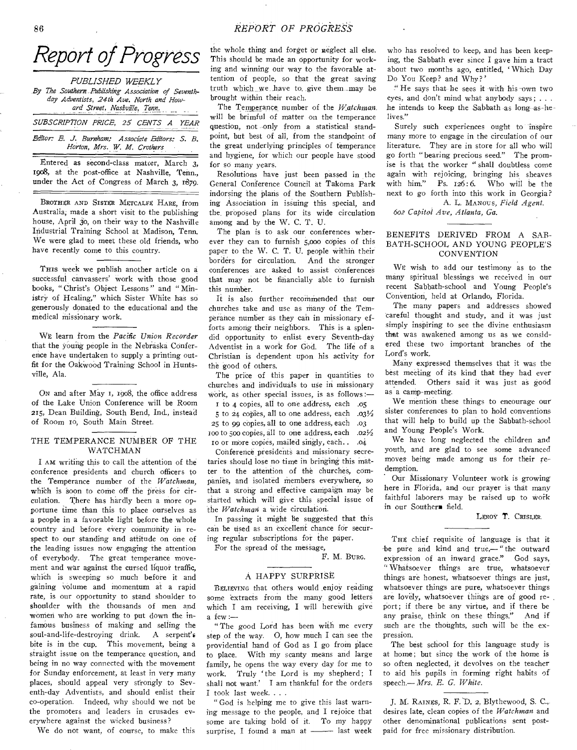# Report of Progress

*PUBLISHED WEEKLY*

*By The Southern Publishing Association of Seventh-day Adventists, 24th Ave. North and Howard Street, Nashville, Tenn.*

*SUBSCRIPTION PRICE, 25 CENTS A YEAR*

*Editor: E. J. Burnham; Associate Editors: S. B. Horton, Mrs. W. M. Crothers*

Entered as second-class matter, March 3, 1908, at the post-office at Nashville, Tenn., under the Act of Congress of March 3, 1879.

BROTHER AND SISTER METCALFE HARE, from Australia, made a short visit to the publishing house, April 30, on their way to the Nashville Industrial Training School at Madison, Tenn. We were glad to meet these old friends, who have recently come to this country.

THIS week we publish another article on a successful canvassers' work with those good books, "Christ's Object Lessons" and "Ministry of Healing," which Sister White has so generously donated to the educational and the medical missionary work.

WE learn from the *Pacific Union Recorder* that the young people in the Nebraska Conference have undertaken to supply a printing outfit for the Oakwood Training School in Huntsville, Ala.

ON and after May 1, 1908, the office address of the Lake Union Conference will be Room 215, Dean Building, South Bend, Ind., instead of Room 10, South Main Street.

## THE TEMPERANCE NUMBER OF THE WATCHMAN

I AM writing this to call the attention of the conference presidents and church officers to the Temperance number of the *Watchman*, which is soon to come off the press for circulation. There has hardly been a more opportune time than this to place ourselves as a people in a favorable light before the whole country and before every community in respect to our standing and attitude on one of the leading issues now engaging the attention of everybody. The great temperance movement and war against the cursed liquor traffic, which is sweeping so much before it and gaining volume and momentum at a rapid rate, is our opportunity to stand shoulder to shoulder with the thousands of men and women who are working to put down the infamous business of making and selling the soul-and-life-destroying drink. A serpent's bite is in the cup. This movement, being a straight issue on the temperance question, and being in no way connected with the movement for Sunday enforcement, at least in very many places, should appeal very strongly to Seventh-day Adventists, and should enlist their co-operation. Indeed, why should we not be the promoters and leaders in crusades everywhere against the wicked business?

We do not want, of course, to make this the whole thing and forget or neglect all else. This should be made an opportunity for working and winning our way to the favorable attention of people, so that the great saving truth which we have to give them may be brought within their reach.

The Temperance number of the *Watchman* will be brimful of matter on the temperance question, not only from a statistical standpoint, but best of all, from the standpoint of the great underlying principles of temperance and hygiene, for which our people have stood for so many years.

Resolutions have just been passed in the General Conference Council at Takoma Park indorsing the plans of the Southern Publishing Association in issuing this special, and the proposed plans for its wide circulation among and by the W. C. T. U.

The plan is to ask our conferences wherever they can to furnish 5,000 copies of this paper to the W. C. T. U. people within their borders for circulation. And the stronger conferences are asked to assist conferences that may not be financially able to furnish this number.

It is also further recommended that our churches take and use as many of the Temperance number as they can in missionary efforts among their neighbors. This is a splendid opportunity to enlist every Seventh-day Adventist in a work for God. The life of a Christian is dependent upon his activity for the good of others.

The price of this paper in quantities to churches and individuals to use in missionary work, as other special issues, is as follows:—

| | |
|---|---|
| 1 to 4 copies, all to one address, each | .05 |
| 5 to 24 copies, all to one address, each | .03½ |
| 25 to 99 copies, all to one address, each | .03 |
| 100 to 500 copies, all to one address, each | .02½ |
| 10 or more copies, mailed singly, each.. | .04 |

Conference presidents and missionary secretaries should lose no time in bringing this matter to the attention of the churches, companies, and isolated members everywhere, so that a strong and effective campaign may be started which will give this special issue of the *Watchman* a wide circulation.

In passing it might be suggested that this can be used as an excellent chance for securing regular subscriptions for the paper.

For the spread of the message,

F. M. BURG.

## A HAPPY SURPRISE

BELIEVING that others would enjoy reading some extracts from the many good letters which I am receiving, I will herewith give a few:—

"The good Lord has been with me every step of the way. O, how much I can see the providential hand of God as I go from place to place. With my scanty means and large family, he opens the way every day for me to work. Truly 'the Lord is my shepherd; I shall not want.' I am thankful for the orders I took last week. . . .

"God is helping me to give this last warning message to the people, and I rejoice that some are taking hold of it. To my happy surprise, I found a man at ——— last week who has resolved to keep, and has been keeping, the Sabbath ever since I gave him a tract about two months ago, entitled, 'Which Day Do You Keep? and Why?'

"He says that he sees it with his own two eyes, and don't mind what anybody says; . . . he intends to keep the Sabbath as long as he lives."

Surely such experiences ought to inspire many more to engage in the circulation of our literature. They are in store for all who will go forth "bearing precious seed." The promise is that the worker "shall doubtless come again with rejoicing, bringing his sheaves with him." Ps. 126:6. Who will be the next to go forth into this work in Georgia?

A. L. MANOUS, *Field Agent.*

*602 Capitol Ave, Atlanta, Ga.*

## BENEFITS DERIVED FROM A SABBATH-SCHOOL AND YOUNG PEOPLE'S CONVENTION

WE wish to add our testimony as to the many spiritual blessings we received in our recent Sabbath-school and Young People's Convention, held at Orlando, Florida.

The many papers and addresses showed careful thought and study, and it was just simply inspiring to see the divine enthusiasm that was awakened among us as we considered these two important branches of the Lord's work.

Many expressed themselves that it was the best meeting of its kind that they had ever attended. Others said it was just as good as a camp-meeting.

We mention these things to encourage our sister conferences to plan to hold conventions that will help to build up the Sabbath-school and Young People's Work.

We have long neglected the children and youth, and are glad to see some advanced moves being made among us for their redemption.

Our Missionary Volunteer work is growing here in Florida, and our prayer is that many faithful laborers may be raised up to work in our Southern field.

LEROY T. CRISLER.

THE chief requisite of language is that it be pure and kind and true,—"the outward expression of an inward grace." God says, "Whatsoever things are true, whatsoever things are honest, whatsoever things are just, whatsoever things are pure, whatsoever things are lovely, whatsoever things are of good report; if there be any virtue, and if there be any praise, think on these things." And if such are the thoughts, such will be the expression.

The best school for this language study is at home; but since the work of the home is so often neglected, it devolves on the teacher to aid his pupils in forming right habits of speech.—*Mrs. E. G. White.*

J. M. RAINES, R. F. D. 2, Blythewood, S. C., desires late, clean copies of the *Watchman* and other denominational publications sent postpaid for free missionary distribution.